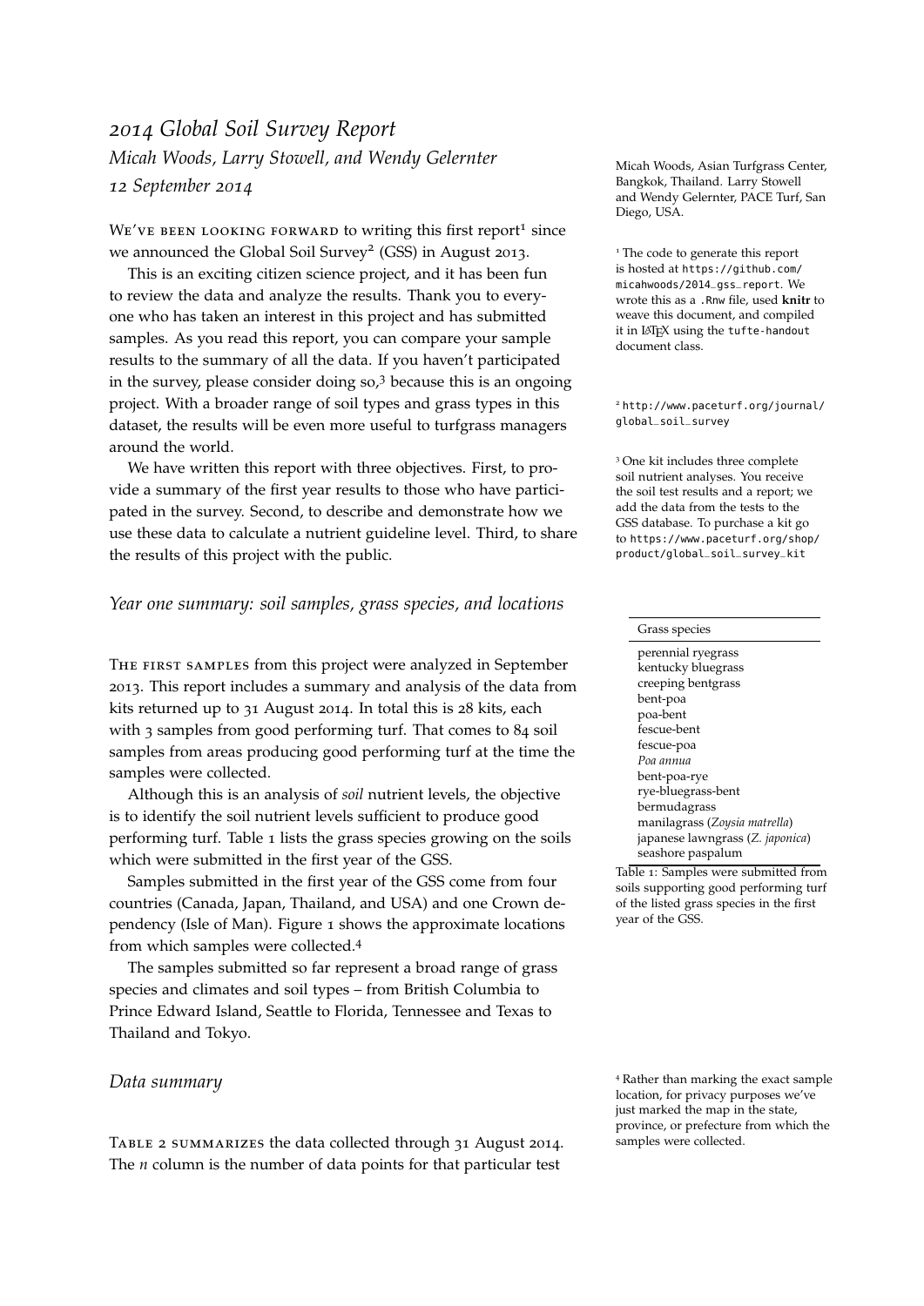# *2014 Global Soil Survey Report*

*Micah Woods, Larry Stowell, and Wendy Gelernter*

*12 September 2014*

Micah Woods, Asian Turfgrass Center, Bangkok, Thailand. Larry Stowell and Wendy Gelernter, PACE Turf, San Diego, USA.

We've been looking forward to writing this first report[1] since we announced the Global Soil Survey[2] (GSS) in August 2013.

This is an exciting citizen science project, and it has been fun to review the data and analyze the results. Thank you to everyone who has taken an interest in this project and has submitted samples. As you read this report, you can compare your sample results to the summary of all the data. If you haven't participated in the survey, please consider doing so,[3] because this is an ongoing project. With a broader range of soil types and grass types in this dataset, the results will be even more useful to turfgrass managers around the world.

We have written this report with three objectives. First, to provide a summary of the first year results to those who have participated in the survey. Second, to describe and demonstrate how we use these data to calculate a nutrient guideline level. Third, to share the results of this project with the public.

[1] The code to generate this report is hosted at `https://github.com/micahwoods/2014_gss_report`. We wrote this as a `.Rnw` file, used **knitr** to weave this document, and compiled it in LaTeX using the `tufte-handout` document class.

[2] `http://www.paceturf.org/journal/global_soil_survey`

[3] One kit includes three complete soil nutrient analyses. You receive the soil test results and a report; we add the data from the tests to the GSS database. To purchase a kit go to `https://www.paceturf.org/shop/product/global_soil_survey_kit`

## *Year one summary: soil samples, grass species, and locations*

The first samples from this project were analyzed in September 2013. This report includes a summary and analysis of the data from kits returned up to 31 August 2014. In total this is 28 kits, each with 3 samples from good performing turf. That comes to 84 soil samples from areas producing good performing turf at the time the samples were collected.

Although this is an analysis of *soil* nutrient levels, the objective is to identify the soil nutrient levels sufficient to produce good performing turf. Table 1 lists the grass species growing on the soils which were submitted in the first year of the GSS.

| Grass species |
|---|
| perennial ryegrass |
| kentucky bluegrass |
| creeping bentgrass |
| bent-poa |
| poa-bent |
| fescue-bent |
| fescue-poa |
| *Poa annua* |
| bent-poa-rye |
| rye-bluegrass-bent |
| bermudagrass |
| manilagrass (*Zoysia matrella*) |
| japanese lawngrass (*Z. japonica*) |
| seashore paspalum |

Table 1: Samples were submitted from soils supporting good performing turf of the listed grass species in the first year of the GSS.

Samples submitted in the first year of the GSS come from four countries (Canada, Japan, Thailand, and USA) and one Crown dependency (Isle of Man). Figure 1 shows the approximate locations from which samples were collected.[4]

The samples submitted so far represent a broad range of grass species and climates and soil types – from British Columbia to Prince Edward Island, Seattle to Florida, Tennessee and Texas to Thailand and Tokyo.

[4] Rather than marking the exact sample location, for privacy purposes we've just marked the map in the state, province, or prefecture from which the samples were collected.

## *Data summary*

Table 2 summarizes the data collected through 31 August 2014. The *n* column is the number of data points for that particular test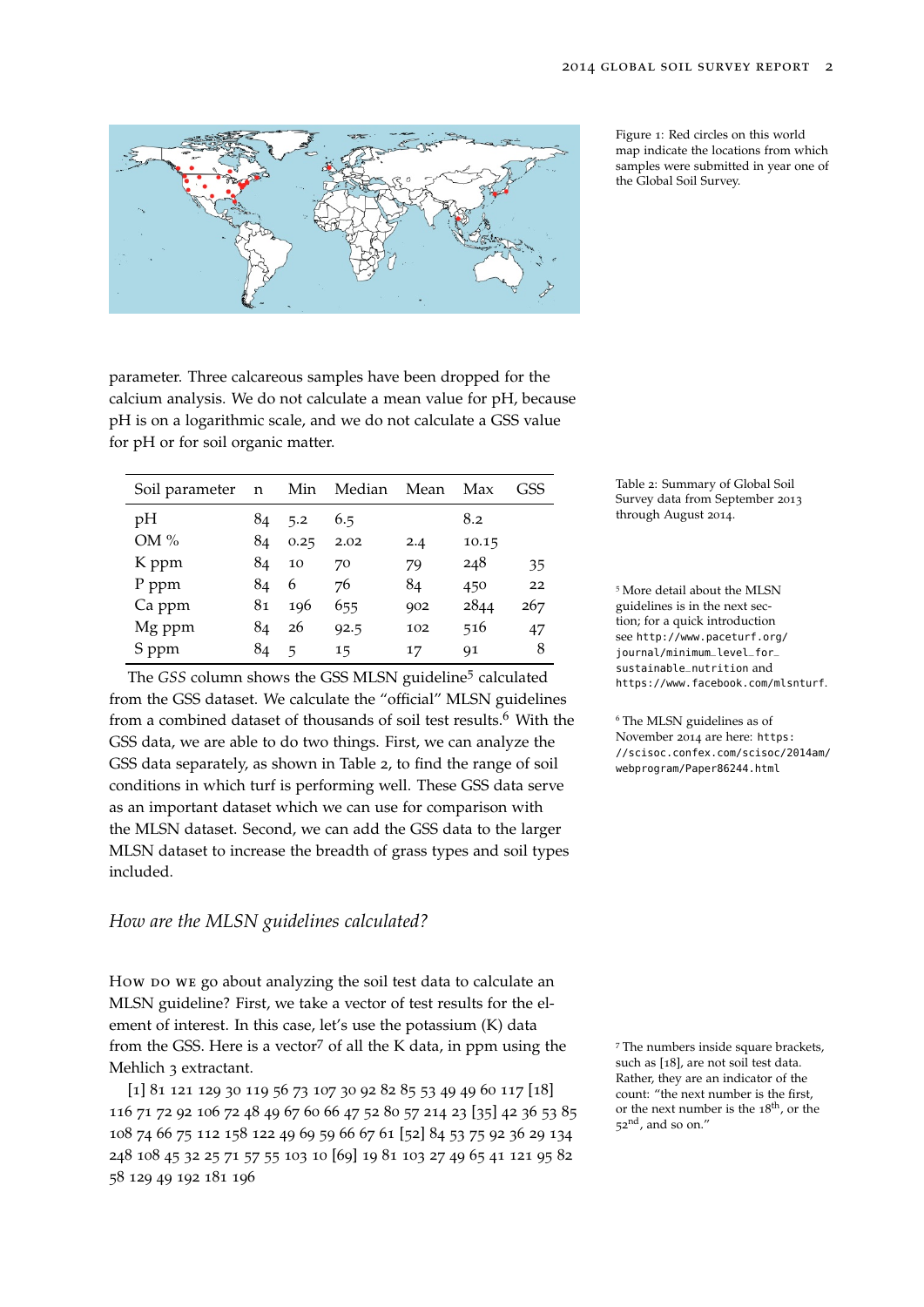Figure 1: Red circles on this world map indicate the locations from which samples were submitted in year one of the Global Soil Survey.

parameter. Three calcareous samples have been dropped for the calcium analysis. We do not calculate a mean value for pH, because pH is on a logarithmic scale, and we do not calculate a GSS value for pH or for soil organic matter.

| Soil parameter | n | Min | Median | Mean | Max | GSS |
|---|---|---|---|---|---|---|
| pH | 84 | 5.2 | 6.5 | | 8.2 | |
| OM % | 84 | 0.25 | 2.02 | 2.4 | 10.15 | |
| K ppm | 84 | 10 | 70 | 79 | 248 | 35 |
| P ppm | 84 | 6 | 76 | 84 | 450 | 22 |
| Ca ppm | 81 | 196 | 655 | 902 | 2844 | 267 |
| Mg ppm | 84 | 26 | 92.5 | 102 | 516 | 47 |
| S ppm | 84 | 5 | 15 | 17 | 91 | 8 |

Table 2: Summary of Global Soil Survey data from September 2013 through August 2014.

The *GSS* column shows the GSS MLSN guideline[5] calculated from the GSS dataset. We calculate the "official" MLSN guidelines from a combined dataset of thousands of soil test results.[6] With the GSS data, we are able to do two things. First, we can analyze the GSS data separately, as shown in Table 2, to find the range of soil conditions in which turf is performing well. These GSS data serve as an important dataset which we can use for comparison with the MLSN dataset. Second, we can add the GSS data to the larger MLSN dataset to increase the breadth of grass types and soil types included.

[5] More detail about the MLSN guidelines is in the next section; for a quick introduction see `http://www.paceturf.org/journal/minimum_level_for_sustainable_nutrition` and `https://www.facebook.com/mlsnturf`.

[6] The MLSN guidelines as of November 2014 are here: `https://scisoc.confex.com/scisoc/2014am/webprogram/Paper86244.html`

## *How are the MLSN guidelines calculated?*

How do we go about analyzing the soil test data to calculate an MLSN guideline? First, we take a vector of test results for the element of interest. In this case, let's use the potassium (K) data from the GSS. Here is a vector[7] of all the K data, in ppm using the Mehlich 3 extractant.

[1] 81 121 129 30 119 56 73 107 30 92 82 85 53 49 49 60 117 [18] 116 71 72 92 106 72 48 49 67 60 66 47 52 80 57 214 23 [35] 42 36 53 85 108 74 66 75 112 158 122 49 69 59 66 67 61 [52] 84 53 75 92 36 29 134 248 108 45 32 25 71 57 55 103 10 [69] 19 81 103 27 49 65 41 121 95 82 58 129 49 192 181 196

[7] The numbers inside square brackets, such as [18], are not soil test data. Rather, they are an indicator of the count: "the next number is the first, or the next number is the 18th, or the 52nd, and so on."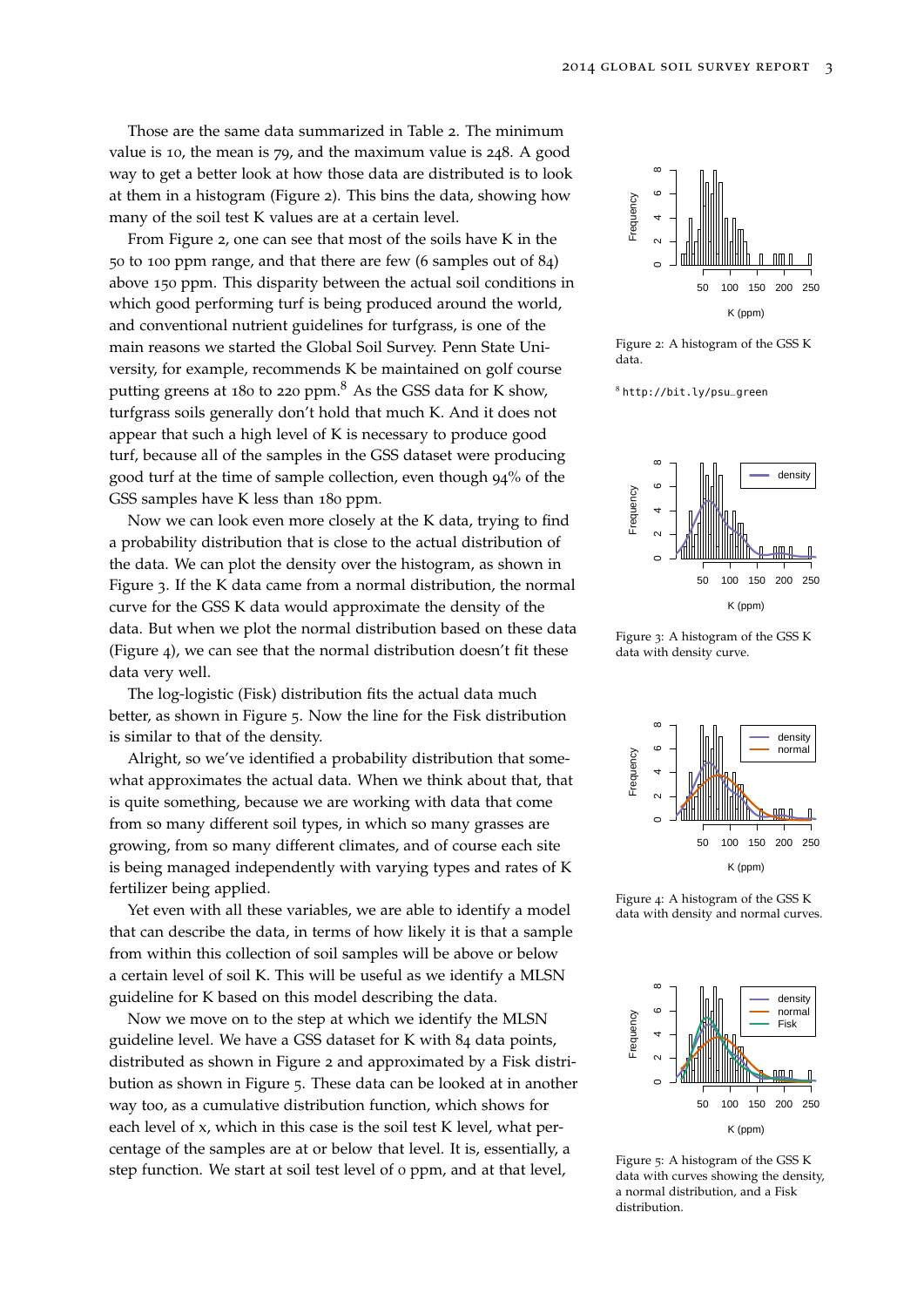Those are the same data summarized in Table 2. The minimum value is 10, the mean is 79, and the maximum value is 248. A good way to get a better look at how those data are distributed is to look at them in a histogram (Figure 2). This bins the data, showing how many of the soil test K values are at a certain level.

From Figure 2, one can see that most of the soils have K in the 50 to 100 ppm range, and that there are few (6 samples out of 84) above 150 ppm. This disparity between the actual soil conditions in which good performing turf is being produced around the world, and conventional nutrient guidelines for turfgrass, is one of the main reasons we started the Global Soil Survey. Penn State University, for example, recommends K be maintained on golf course putting greens at 180 to 220 ppm.[8] As the GSS data for K show, turfgrass soils generally don't hold that much K. And it does not appear that such a high level of K is necessary to produce good turf, because all of the samples in the GSS dataset were producing good turf at the time of sample collection, even though 94% of the GSS samples have K less than 180 ppm.

Figure 2: A histogram of the GSS K data.

[8] http://bit.ly/psu_green

Now we can look even more closely at the K data, trying to find a probability distribution that is close to the actual distribution of the data. We can plot the density over the histogram, as shown in Figure 3. If the K data came from a normal distribution, the normal curve for the GSS K data would approximate the density of the data. But when we plot the normal distribution based on these data (Figure 4), we can see that the normal distribution doesn't fit these data very well.

Figure 3: A histogram of the GSS K data with density curve.

Figure 4: A histogram of the GSS K data with density and normal curves.

The log-logistic (Fisk) distribution fits the actual data much better, as shown in Figure 5. Now the line for the Fisk distribution is similar to that of the density.

Alright, so we've identified a probability distribution that somewhat approximates the actual data. When we think about that, that is quite something, because we are working with data that come from so many different soil types, in which so many grasses are growing, from so many different climates, and of course each site is being managed independently with varying types and rates of K fertilizer being applied.

Yet even with all these variables, we are able to identify a model that can describe the data, in terms of how likely it is that a sample from within this collection of soil samples will be above or below a certain level of soil K. This will be useful as we identify a MLSN guideline for K based on this model describing the data.

Now we move on to the step at which we identify the MLSN guideline level. We have a GSS dataset for K with 84 data points, distributed as shown in Figure 2 and approximated by a Fisk distribution as shown in Figure 5. These data can be looked at in another way too, as a cumulative distribution function, which shows for each level of x, which in this case is the soil test K level, what percentage of the samples are at or below that level. It is, essentially, a step function. We start at soil test level of 0 ppm, and at that level,

Figure 5: A histogram of the GSS K data with curves showing the density, a normal distribution, and a Fisk distribution.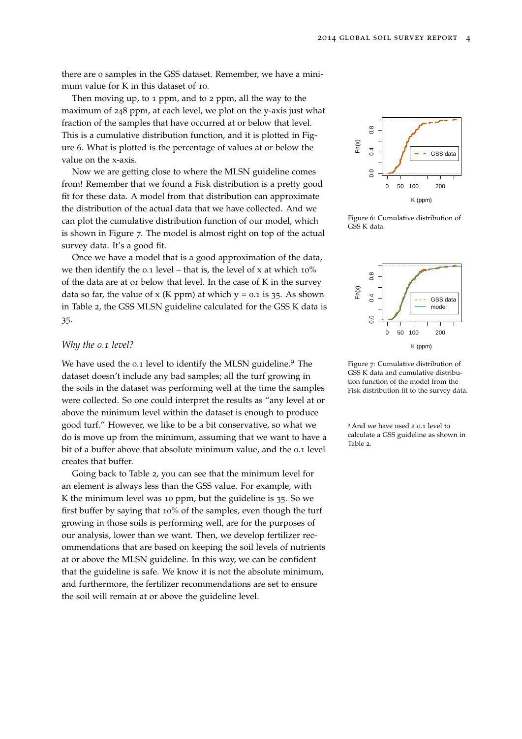there are 0 samples in the GSS dataset. Remember, we have a minimum value for K in this dataset of 10.

Then moving up, to 1 ppm, and to 2 ppm, all the way to the maximum of 248 ppm, at each level, we plot on the y-axis just what fraction of the samples that have occurred at or below that level. This is a cumulative distribution function, and it is plotted in Figure 6. What is plotted is the percentage of values at or below the value on the x-axis.

Now we are getting close to where the MLSN guideline comes from! Remember that we found a Fisk distribution is a pretty good fit for these data. A model from that distribution can approximate the distribution of the actual data that we have collected. And we can plot the cumulative distribution function of our model, which is shown in Figure 7. The model is almost right on top of the actual survey data. It's a good fit.

Figure 6: Cumulative distribution of GSS K data.

Once we have a model that is a good approximation of the data, we then identify the 0.1 level – that is, the level of x at which 10% of the data are at or below that level. In the case of K in the survey data so far, the value of x (K ppm) at which y = 0.1 is 35. As shown in Table 2, the GSS MLSN guideline calculated for the GSS K data is 35.

Figure 7: Cumulative distribution of GSS K data and cumulative distribution function of the model from the Fisk distribution fit to the survey data.

### *Why the 0.1 level?*

We have used the 0.1 level to identify the MLSN guideline.[9] The dataset doesn't include any bad samples; all the turf growing in the soils in the dataset was performing well at the time the samples were collected. So one could interpret the results as "any level at or above the minimum level within the dataset is enough to produce good turf." However, we like to be a bit conservative, so what we do is move up from the minimum, assuming that we want to have a bit of a buffer above that absolute minimum value, and the 0.1 level creates that buffer.

[9] And we have used a 0.1 level to calculate a GSS guideline as shown in Table 2.

Going back to Table 2, you can see that the minimum level for an element is always less than the GSS value. For example, with K the minimum level was 10 ppm, but the guideline is 35. So we first buffer by saying that 10% of the samples, even though the turf growing in those soils is performing well, are for the purposes of our analysis, lower than we want. Then, we develop fertilizer recommendations that are based on keeping the soil levels of nutrients at or above the MLSN guideline. In this way, we can be confident that the guideline is safe. We know it is not the absolute minimum, and furthermore, the fertilizer recommendations are set to ensure the soil will remain at or above the guideline level.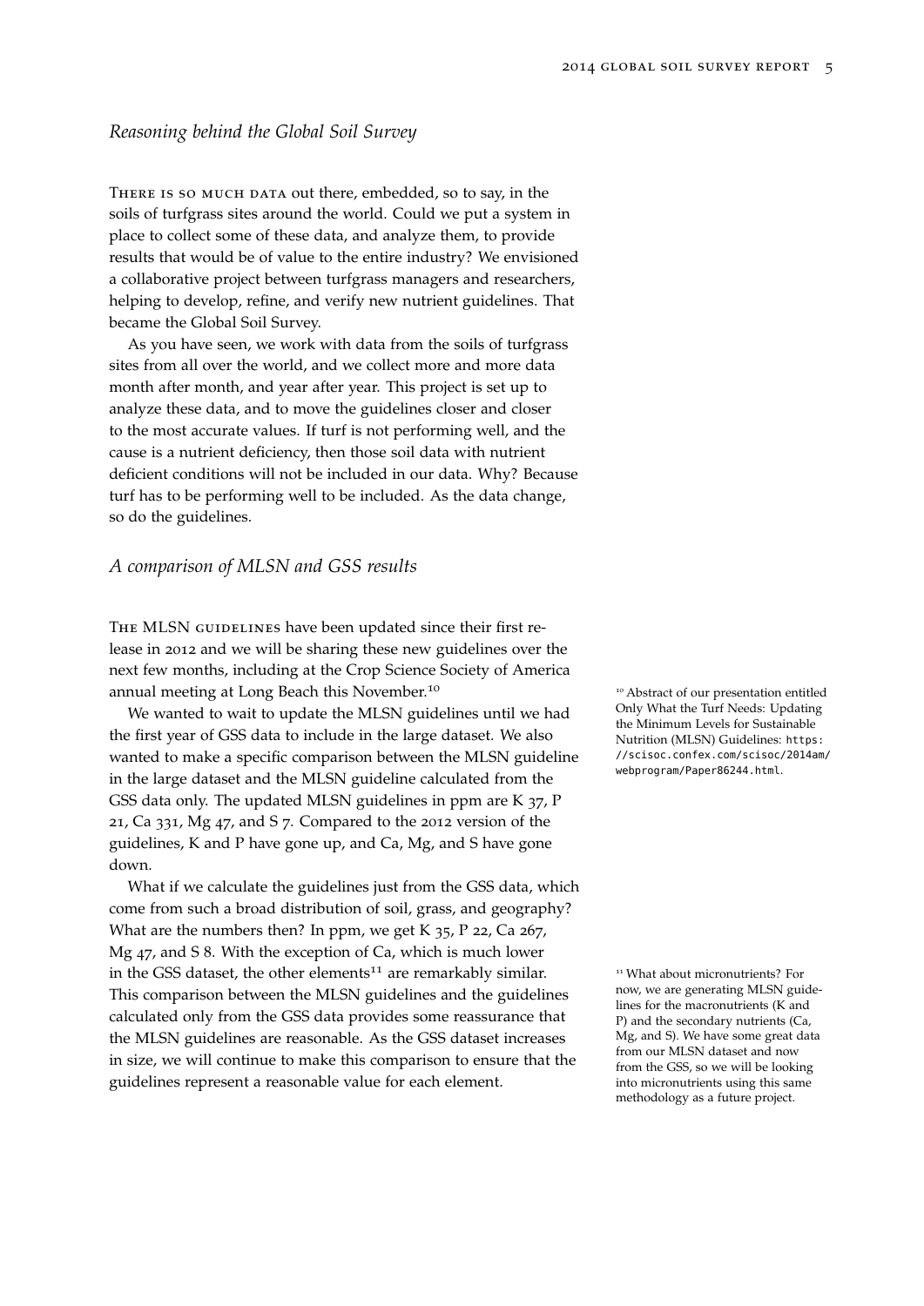## *Reasoning behind the Global Soil Survey*

There is so much data out there, embedded, so to say, in the soils of turfgrass sites around the world. Could we put a system in place to collect some of these data, and analyze them, to provide results that would be of value to the entire industry? We envisioned a collaborative project between turfgrass managers and researchers, helping to develop, refine, and verify new nutrient guidelines. That became the Global Soil Survey.

As you have seen, we work with data from the soils of turfgrass sites from all over the world, and we collect more and more data month after month, and year after year. This project is set up to analyze these data, and to move the guidelines closer and closer to the most accurate values. If turf is not performing well, and the cause is a nutrient deficiency, then those soil data with nutrient deficient conditions will not be included in our data. Why? Because turf has to be performing well to be included. As the data change, so do the guidelines.

## *A comparison of MLSN and GSS results*

The MLSN guidelines have been updated since their first release in 2012 and we will be sharing these new guidelines over the next few months, including at the Crop Science Society of America annual meeting at Long Beach this November.[10]

We wanted to wait to update the MLSN guidelines until we had the first year of GSS data to include in the large dataset. We also wanted to make a specific comparison between the MLSN guideline in the large dataset and the MLSN guideline calculated from the GSS data only. The updated MLSN guidelines in ppm are K 37, P 21, Ca 331, Mg 47, and S 7. Compared to the 2012 version of the guidelines, K and P have gone up, and Ca, Mg, and S have gone down.

What if we calculate the guidelines just from the GSS data, which come from such a broad distribution of soil, grass, and geography? What are the numbers then? In ppm, we get K 35, P 22, Ca 267, Mg 47, and S 8. With the exception of Ca, which is much lower in the GSS dataset, the other elements[11] are remarkably similar. This comparison between the MLSN guidelines and the guidelines calculated only from the GSS data provides some reassurance that the MLSN guidelines are reasonable. As the GSS dataset increases in size, we will continue to make this comparison to ensure that the guidelines represent a reasonable value for each element.

[10] Abstract of our presentation entitled Only What the Turf Needs: Updating the Minimum Levels for Sustainable Nutrition (MLSN) Guidelines: `https://scisoc.confex.com/scisoc/2014am/webprogram/Paper86244.html`.

[11] What about micronutrients? For now, we are generating MLSN guidelines for the macronutrients (K and P) and the secondary nutrients (Ca, Mg, and S). We have some great data from our MLSN dataset and now from the GSS, so we will be looking into micronutrients using this same methodology as a future project.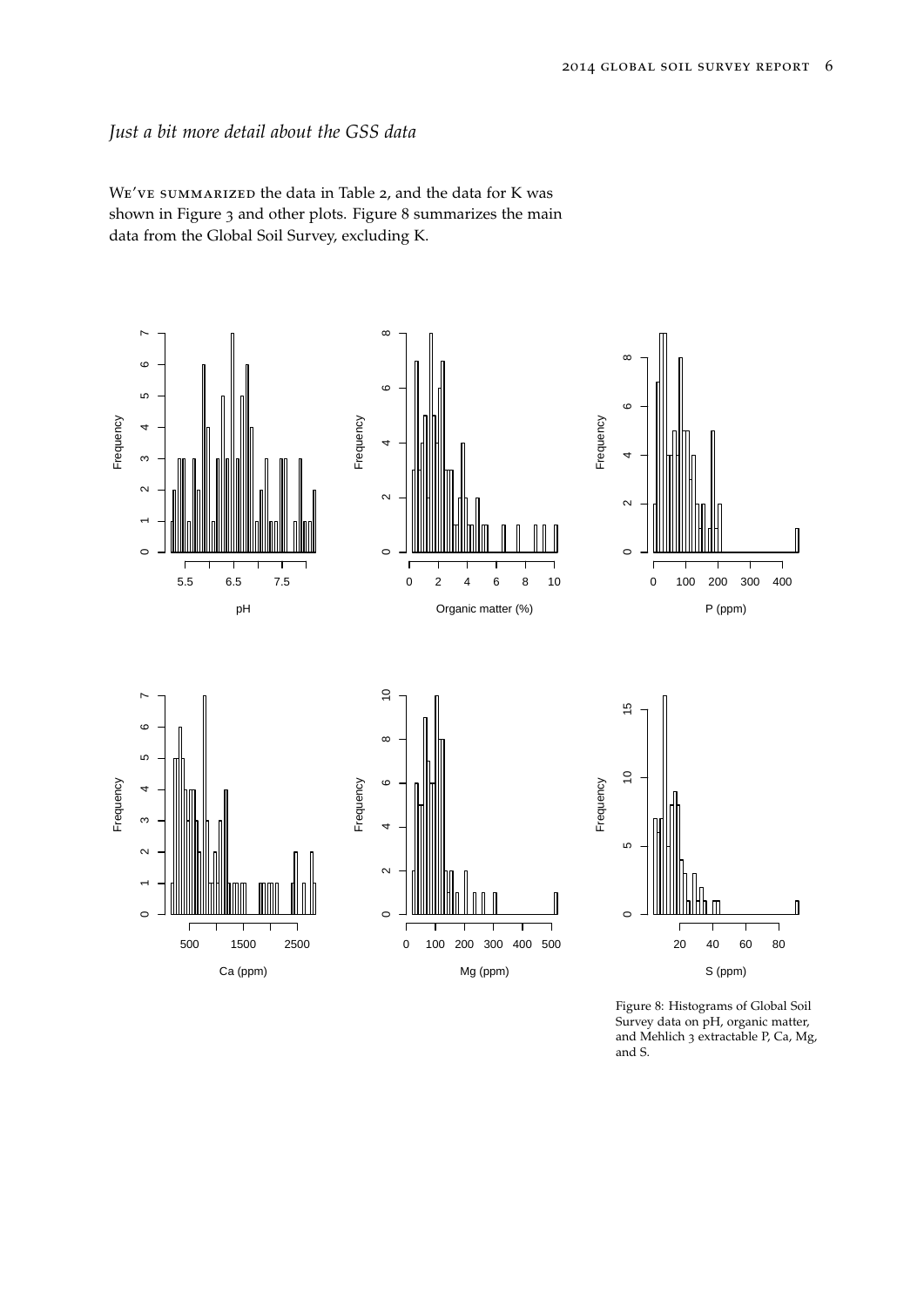## *Just a bit more detail about the GSS data*

We've summarized the data in Table 2, and the data for K was shown in Figure 3 and other plots. Figure 8 summarizes the main data from the Global Soil Survey, excluding K.

Frequency
0 1 2 3 4 5 6 7
5.5 6.5 7.5
pH

Frequency
0 2 4 6 8
0 2 4 6 8 10
Organic matter (%)

Frequency
0 2 4 6 8
0 100 200 300 400
P (ppm)

Frequency
0 1 2 3 4 5 6 7
500 1500 2500
Ca (ppm)

Frequency
0 2 4 6 8 10
0 100 200 300 400 500
Mg (ppm)

Frequency
0 5 10 15
20 40 60 80
S (ppm)

Figure 8: Histograms of Global Soil Survey data on pH, organic matter, and Mehlich 3 extractable P, Ca, Mg, and S.